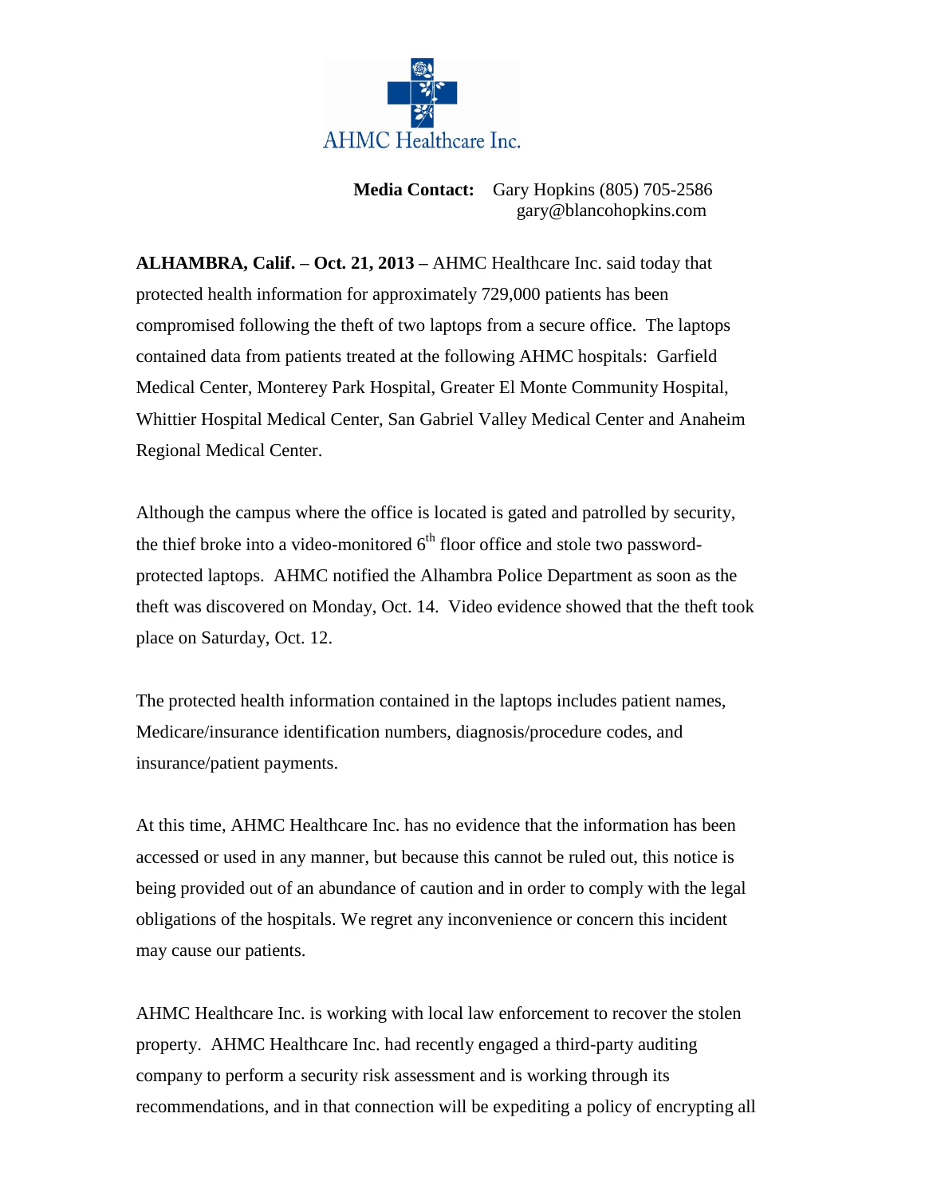AHMC Healthcare Inc.

**Media Contact:** Gary Hopkins (805) 705-2586
gary@blancohopkins.com

**ALHAMBRA, Calif. – Oct. 21, 2013 –** AHMC Healthcare Inc. said today that protected health information for approximately 729,000 patients has been compromised following the theft of two laptops from a secure office. The laptops contained data from patients treated at the following AHMC hospitals: Garfield Medical Center, Monterey Park Hospital, Greater El Monte Community Hospital, Whittier Hospital Medical Center, San Gabriel Valley Medical Center and Anaheim Regional Medical Center.

Although the campus where the office is located is gated and patrolled by security, the thief broke into a video-monitored 6th floor office and stole two password-protected laptops. AHMC notified the Alhambra Police Department as soon as the theft was discovered on Monday, Oct. 14. Video evidence showed that the theft took place on Saturday, Oct. 12.

The protected health information contained in the laptops includes patient names, Medicare/insurance identification numbers, diagnosis/procedure codes, and insurance/patient payments.

At this time, AHMC Healthcare Inc. has no evidence that the information has been accessed or used in any manner, but because this cannot be ruled out, this notice is being provided out of an abundance of caution and in order to comply with the legal obligations of the hospitals. We regret any inconvenience or concern this incident may cause our patients.

AHMC Healthcare Inc. is working with local law enforcement to recover the stolen property. AHMC Healthcare Inc. had recently engaged a third-party auditing company to perform a security risk assessment and is working through its recommendations, and in that connection will be expediting a policy of encrypting all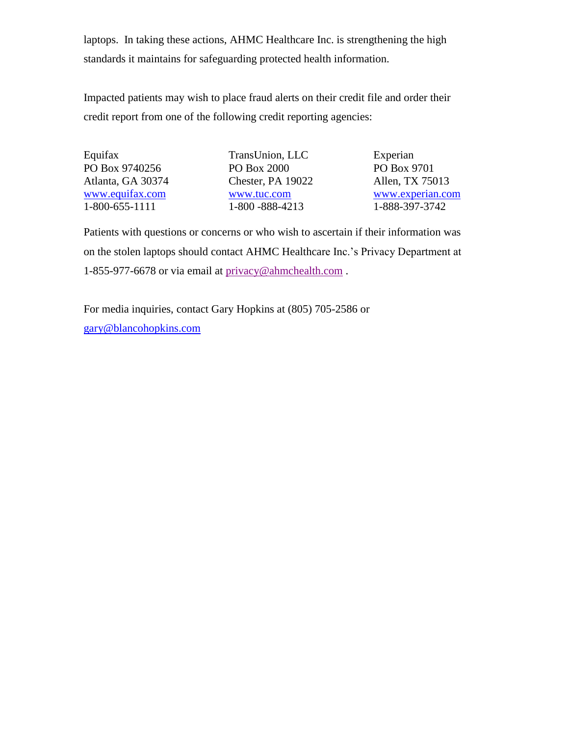laptops. In taking these actions, AHMC Healthcare Inc. is strengthening the high standards it maintains for safeguarding protected health information.

Impacted patients may wish to place fraud alerts on their credit file and order their credit report from one of the following credit reporting agencies:

| | | |
|---|---|---|
| Equifax | TransUnion, LLC | Experian |
| PO Box 9740256 | PO Box 2000 | PO Box 9701 |
| Atlanta, GA 30374 | Chester, PA 19022 | Allen, TX 75013 |
| www.equifax.com | www.tuc.com | www.experian.com |
| 1-800-655-1111 | 1-800 -888-4213 | 1-888-397-3742 |

Patients with questions or concerns or who wish to ascertain if their information was on the stolen laptops should contact AHMC Healthcare Inc.'s Privacy Department at 1-855-977-6678 or via email at privacy@ahmchealth.com .

For media inquiries, contact Gary Hopkins at (805) 705-2586 or gary@blancohopkins.com